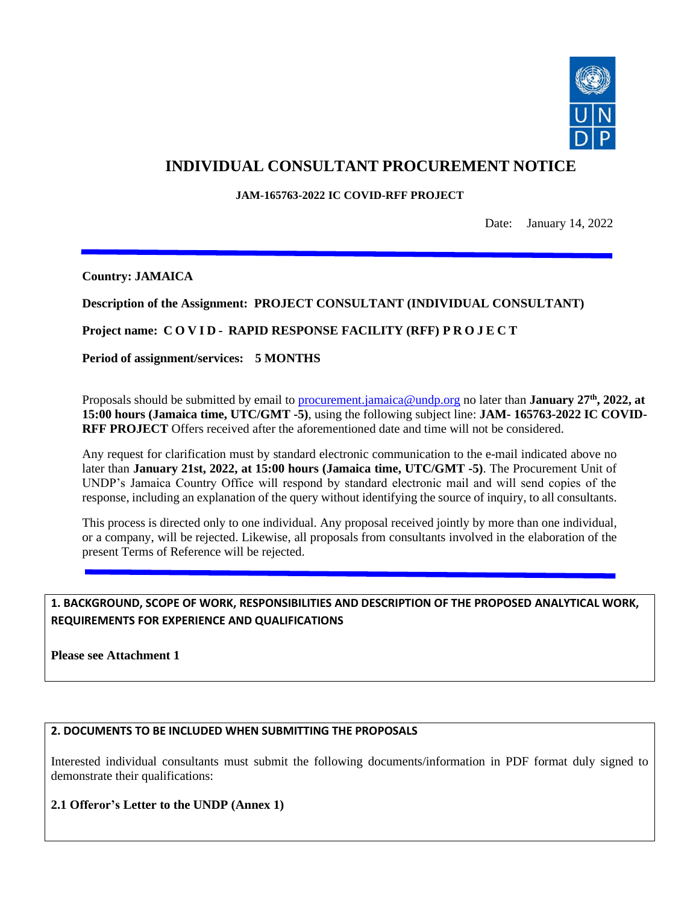# INDIVIDUAL CONSULTANT PROCUREMENT NOTICE

**JAM-165763-2022 IC COVID-RFF PROJECT**

Date: January 14, 2022

**Country: JAMAICA**

**Description of the Assignment: PROJECT CONSULTANT (INDIVIDUAL CONSULTANT)**

**Project name: C O V I D - RAPID RESPONSE FACILITY (RFF) P R O J E C T**

**Period of assignment/services: 5 MONTHS**

Proposals should be submitted by email to procurement.jamaica@undp.org no later than **January 27th, 2022, at 15:00 hours (Jamaica time, UTC/GMT -5)**, using the following subject line: **JAM- 165763-2022 IC COVID-RFF PROJECT** Offers received after the aforementioned date and time will not be considered.

Any request for clarification must by standard electronic communication to the e-mail indicated above no later than **January 21st, 2022, at 15:00 hours (Jamaica time, UTC/GMT -5)**. The Procurement Unit of UNDP's Jamaica Country Office will respond by standard electronic mail and will send copies of the response, including an explanation of the query without identifying the source of inquiry, to all consultants.

This process is directed only to one individual. Any proposal received jointly by more than one individual, or a company, will be rejected. Likewise, all proposals from consultants involved in the elaboration of the present Terms of Reference will be rejected.

## 1. BACKGROUND, SCOPE OF WORK, RESPONSIBILITIES AND DESCRIPTION OF THE PROPOSED ANALYTICAL WORK, REQUIREMENTS FOR EXPERIENCE AND QUALIFICATIONS

**Please see Attachment 1**

## 2. DOCUMENTS TO BE INCLUDED WHEN SUBMITTING THE PROPOSALS

Interested individual consultants must submit the following documents/information in PDF format duly signed to demonstrate their qualifications:

**2.1 Offeror's Letter to the UNDP (Annex 1)**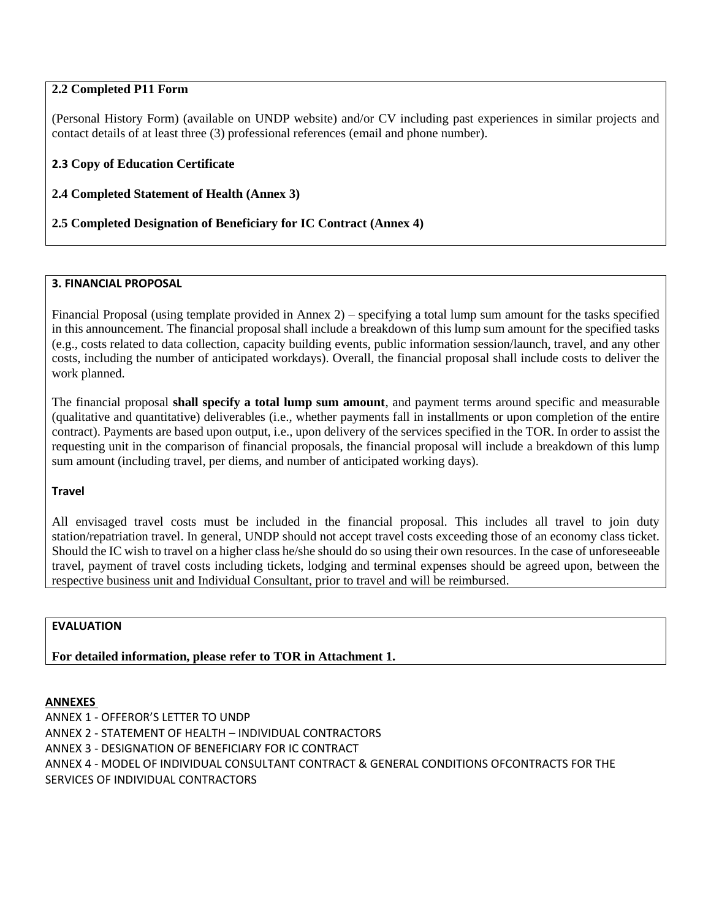**2.2 Completed P11 Form**

(Personal History Form) (available on UNDP website) and/or CV including past experiences in similar projects and contact details of at least three (3) professional references (email and phone number).

**2.3 Copy of Education Certificate**

**2.4 Completed Statement of Health (Annex 3)**

**2.5 Completed Designation of Beneficiary for IC Contract (Annex 4)**

### 3. FINANCIAL PROPOSAL

Financial Proposal (using template provided in Annex 2) – specifying a total lump sum amount for the tasks specified in this announcement. The financial proposal shall include a breakdown of this lump sum amount for the specified tasks (e.g., costs related to data collection, capacity building events, public information session/launch, travel, and any other costs, including the number of anticipated workdays). Overall, the financial proposal shall include costs to deliver the work planned.

The financial proposal **shall specify a total lump sum amount**, and payment terms around specific and measurable (qualitative and quantitative) deliverables (i.e., whether payments fall in installments or upon completion of the entire contract). Payments are based upon output, i.e., upon delivery of the services specified in the TOR. In order to assist the requesting unit in the comparison of financial proposals, the financial proposal will include a breakdown of this lump sum amount (including travel, per diems, and number of anticipated working days).

**Travel**

All envisaged travel costs must be included in the financial proposal. This includes all travel to join duty station/repatriation travel. In general, UNDP should not accept travel costs exceeding those of an economy class ticket. Should the IC wish to travel on a higher class he/she should do so using their own resources. In the case of unforeseeable travel, payment of travel costs including tickets, lodging and terminal expenses should be agreed upon, between the respective business unit and Individual Consultant, prior to travel and will be reimbursed.

### EVALUATION

**For detailed information, please refer to TOR in Attachment 1.**

**ANNEXES**

ANNEX 1 - OFFEROR'S LETTER TO UNDP
ANNEX 2 - STATEMENT OF HEALTH – INDIVIDUAL CONTRACTORS
ANNEX 3 - DESIGNATION OF BENEFICIARY FOR IC CONTRACT
ANNEX 4 - MODEL OF INDIVIDUAL CONSULTANT CONTRACT & GENERAL CONDITIONS OFCONTRACTS FOR THE SERVICES OF INDIVIDUAL CONTRACTORS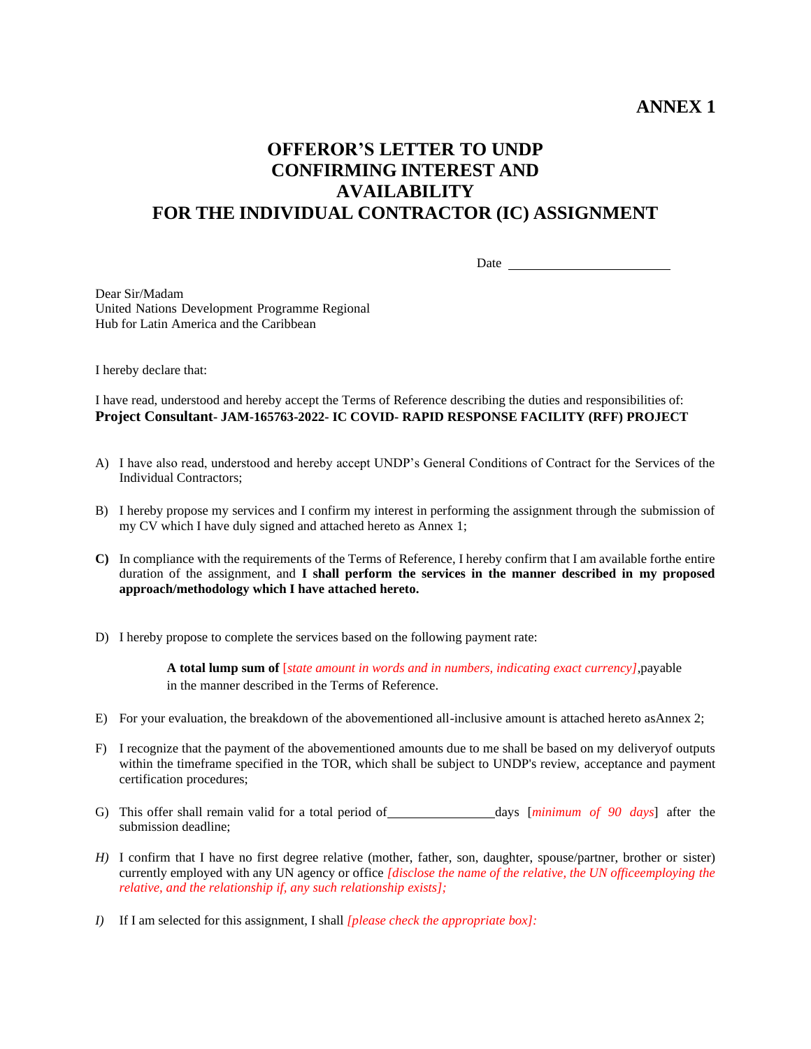**ANNEX 1**

# OFFEROR'S LETTER TO UNDP CONFIRMING INTEREST AND AVAILABILITY FOR THE INDIVIDUAL CONTRACTOR (IC) ASSIGNMENT

Date ________________________

Dear Sir/Madam
United Nations Development Programme Regional Hub for Latin America and the Caribbean

I hereby declare that:

I have read, understood and hereby accept the Terms of Reference describing the duties and responsibilities of:
**Project Consultant- JAM-165763-2022- IC COVID- RAPID RESPONSE FACILITY (RFF) PROJECT**

A) I have also read, understood and hereby accept UNDP's General Conditions of Contract for the Services of the Individual Contractors;

B) I hereby propose my services and I confirm my interest in performing the assignment through the submission of my CV which I have duly signed and attached hereto as Annex 1;

**C)** In compliance with the requirements of the Terms of Reference, I hereby confirm that I am available forthe entire duration of the assignment, and **I shall perform the services in the manner described in my proposed approach/methodology which I have attached hereto.**

D) I hereby propose to complete the services based on the following payment rate:

> **A total lump sum of** [*state amount in words and in numbers, indicating exact currency]*,payable in the manner described in the Terms of Reference.

E) For your evaluation, the breakdown of the abovementioned all-inclusive amount is attached hereto asAnnex 2;

F) I recognize that the payment of the abovementioned amounts due to me shall be based on my deliveryof outputs within the timeframe specified in the TOR, which shall be subject to UNDP's review, acceptance and payment certification procedures;

G) This offer shall remain valid for a total period of________________days [*minimum of 90 days*] after the submission deadline;

*H)* I confirm that I have no first degree relative (mother, father, son, daughter, spouse/partner, brother or sister) currently employed with any UN agency or office *[disclose the name of the relative, the UN officeemploying the relative, and the relationship if, any such relationship exists];*

*I)* If I am selected for this assignment, I shall *[please check the appropriate box]:*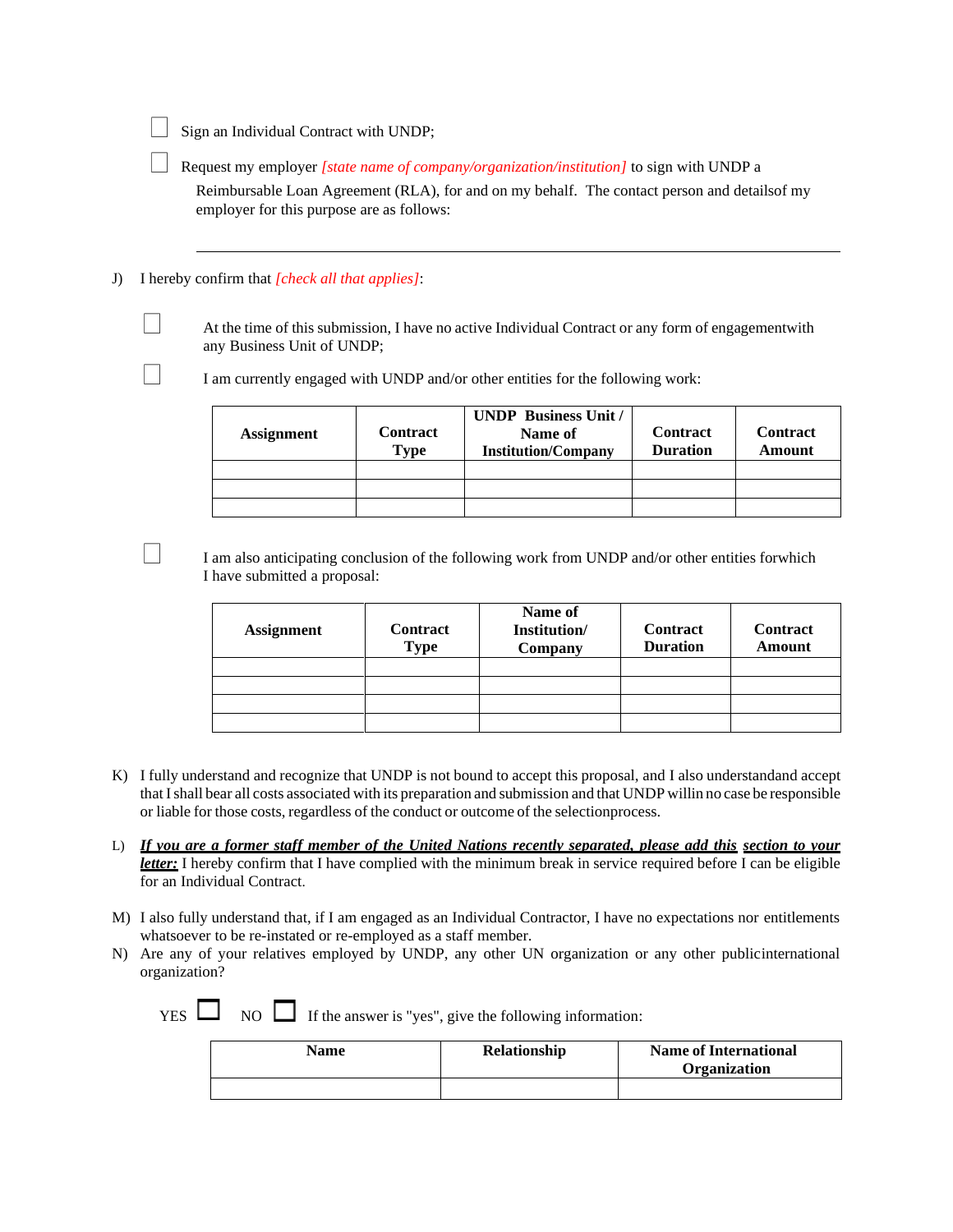☐ Sign an Individual Contract with UNDP;

☐ Request my employer *[state name of company/organization/institution]* to sign with UNDP a Reimbursable Loan Agreement (RLA), for and on my behalf. The contact person and detailsof my employer for this purpose are as follows:

\_\_\_\_\_\_\_\_\_\_\_\_\_\_\_\_\_\_\_\_\_\_\_\_\_\_\_\_\_\_\_\_\_\_\_\_\_\_\_\_\_\_\_\_\_\_\_\_\_\_\_\_\_\_\_\_\_\_\_\_\_\_\_\_\_\_\_\_\_\_\_\_

J) I hereby confirm that *[check all that applies]*:

☐ At the time of this submission, I have no active Individual Contract or any form of engagementwith any Business Unit of UNDP;

☐ I am currently engaged with UNDP and/or other entities for the following work:

| Assignment | Contract Type | UNDP Business Unit / Name of Institution/Company | Contract Duration | Contract Amount |
|---|---|---|---|---|
| | | | | |
| | | | | |
| | | | | |

☐ I am also anticipating conclusion of the following work from UNDP and/or other entities forwhich I have submitted a proposal:

| Assignment | Contract Type | Name of Institution/ Company | Contract Duration | Contract Amount |
|---|---|---|---|---|
| | | | | |
| | | | | |
| | | | | |
| | | | | |

K) I fully understand and recognize that UNDP is not bound to accept this proposal, and I also understandand accept that I shall bear all costs associated with its preparation and submission and that UNDP willin no case be responsible or liable for those costs, regardless of the conduct or outcome of the selectionprocess.

L) ***<u>If you are a former staff member of the United Nations recently separated, please add this section to your letter:</u>*** I hereby confirm that I have complied with the minimum break in service required before I can be eligible for an Individual Contract.

M) I also fully understand that, if I am engaged as an Individual Contractor, I have no expectations nor entitlements whatsoever to be re-instated or re-employed as a staff member.

N) Are any of your relatives employed by UNDP, any other UN organization or any other publicinternational organization?

YES ☐ NO ☐ If the answer is "yes", give the following information:

| Name | Relationship | Name of International Organization |
|---|---|---|
| | | |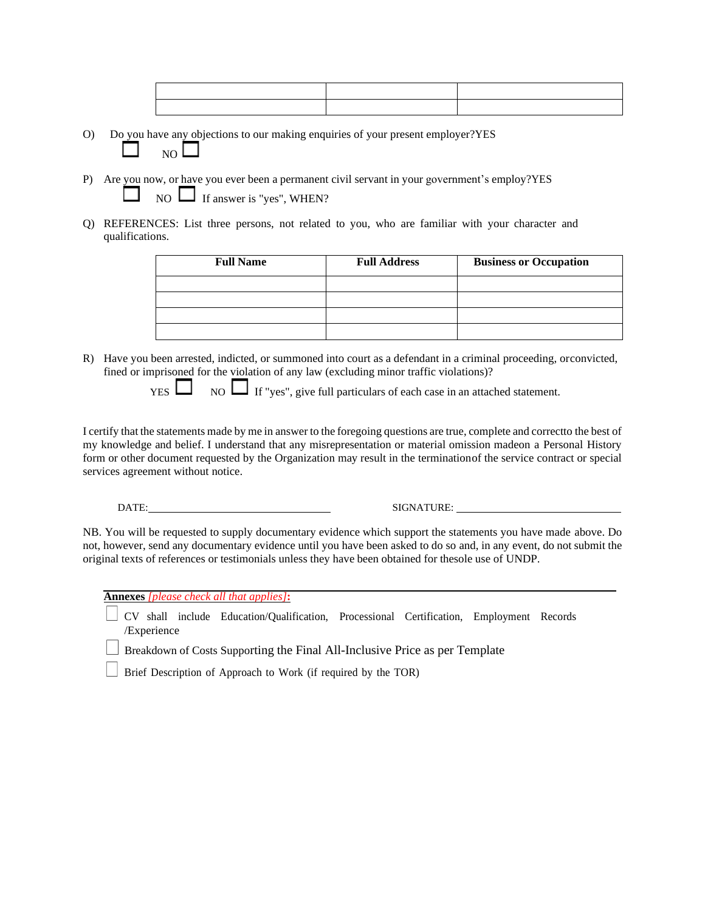| | | |
|---|---|---|
| | | |
| | | |

O) Do you have any objections to our making enquiries of your present employer?YES ☐ NO ☐

P) Are you now, or have you ever been a permanent civil servant in your government's employ?YES ☐ NO ☐ If answer is "yes", WHEN?

Q) REFERENCES: List three persons, not related to you, who are familiar with your character and qualifications.

| Full Name | Full Address | Business or Occupation |
|---|---|---|
| | | |
| | | |
| | | |
| | | |

R) Have you been arrested, indicted, or summoned into court as a defendant in a criminal proceeding, orconvicted, fined or imprisoned for the violation of any law (excluding minor traffic violations)?

YES ☐ NO ☐ If "yes", give full particulars of each case in an attached statement.

I certify that the statements made by me in answer to the foregoing questions are true, complete and correctto the best of my knowledge and belief. I understand that any misrepresentation or material omission madeon a Personal History form or other document requested by the Organization may result in the terminationof the service contract or special services agreement without notice.

DATE:________________________________ SIGNATURE: ______________________________

NB. You will be requested to supply documentary evidence which support the statements you have made above. Do not, however, send any documentary evidence until you have been asked to do so and, in any event, do not submit the original texts of references or testimonials unless they have been obtained for thesole use of UNDP.

**Annexes** *[please check all that applies]***:**

☐ CV shall include Education/Qualification, Processional Certification, Employment Records /Experience

☐ Breakdown of Costs Supporting the Final All-Inclusive Price as per Template

☐ Brief Description of Approach to Work (if required by the TOR)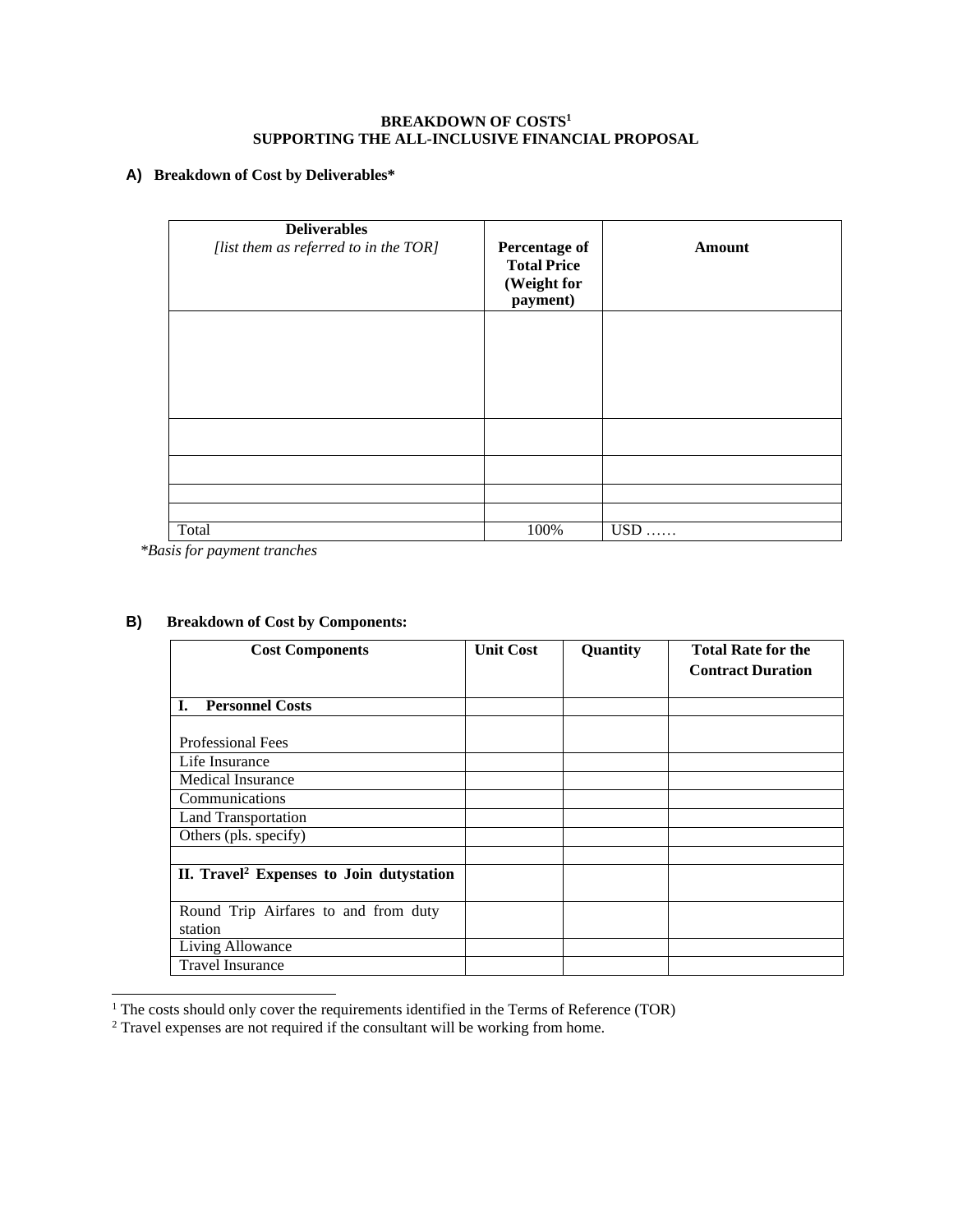**BREAKDOWN OF COSTS[1]**
**SUPPORTING THE ALL-INCLUSIVE FINANCIAL PROPOSAL**

**A) Breakdown of Cost by Deliverables***

| **Deliverables** *[list them as referred to in the TOR]* | **Percentage of Total Price (Weight for payment)** | **Amount** |
|---|---|---|
| | | |
| | | |
| | | |
| | | |
| | | |
| Total | 100% | USD …… |

**Basis for payment tranches*

**B) Breakdown of Cost by Components:**

| **Cost Components** | **Unit Cost** | **Quantity** | **Total Rate for the Contract Duration** |
|---|---|---|---|
| **I. Personnel Costs** | | | |
| Professional Fees | | | |
| Life Insurance | | | |
| Medical Insurance | | | |
| Communications | | | |
| Land Transportation | | | |
| Others (pls. specify) | | | |
| | | | |
| **II. Travel[2] Expenses to Join dutystation** | | | |
| Round Trip Airfares to and from duty station | | | |
| Living Allowance | | | |
| Travel Insurance | | | |

[1] The costs should only cover the requirements identified in the Terms of Reference (TOR)
[2] Travel expenses are not required if the consultant will be working from home.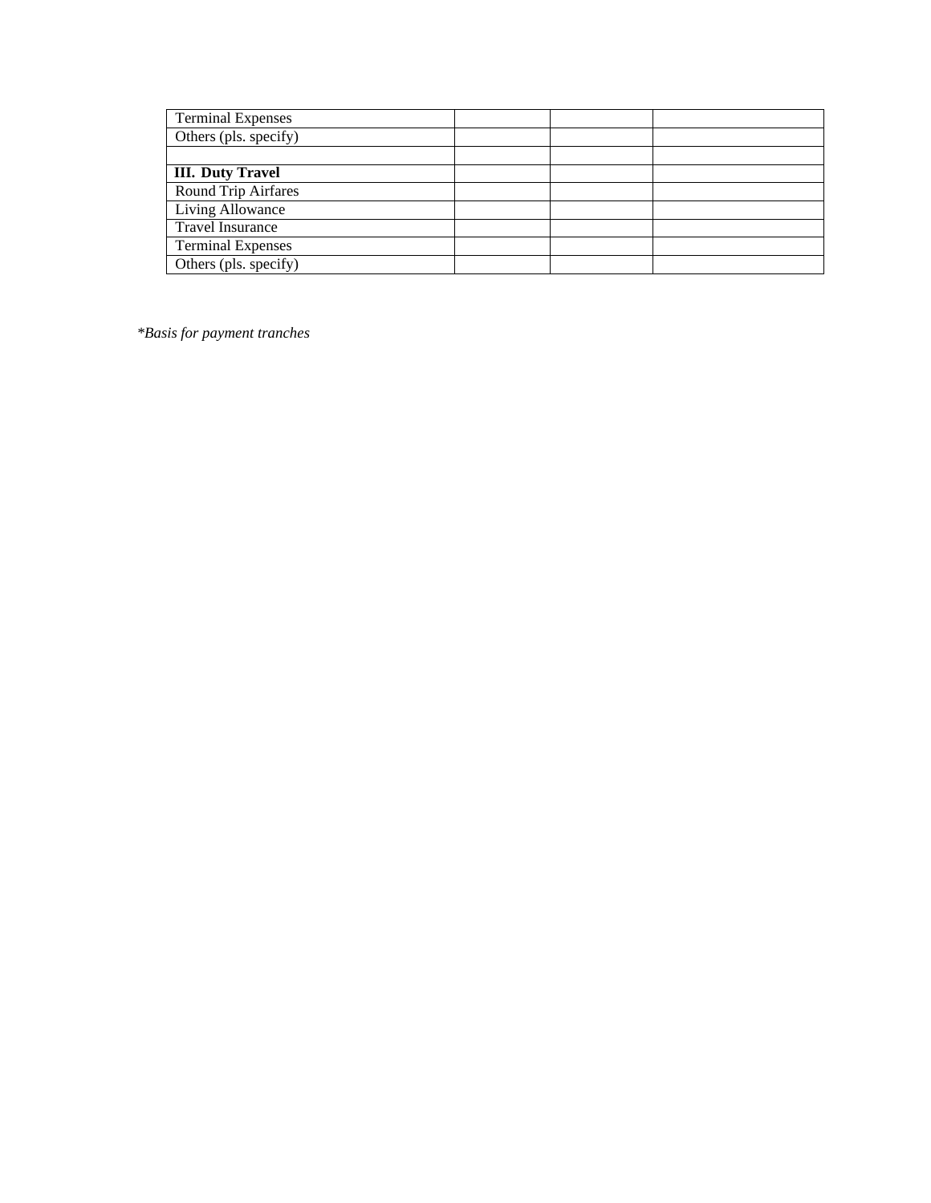| | | | |
|---|---|---|---|
| Terminal Expenses | | | |
| Others (pls. specify) | | | |
| | | | |
| **III. Duty Travel** | | | |
| Round Trip Airfares | | | |
| Living Allowance | | | |
| Travel Insurance | | | |
| Terminal Expenses | | | |
| Others (pls. specify) | | | |

**Basis for payment tranches*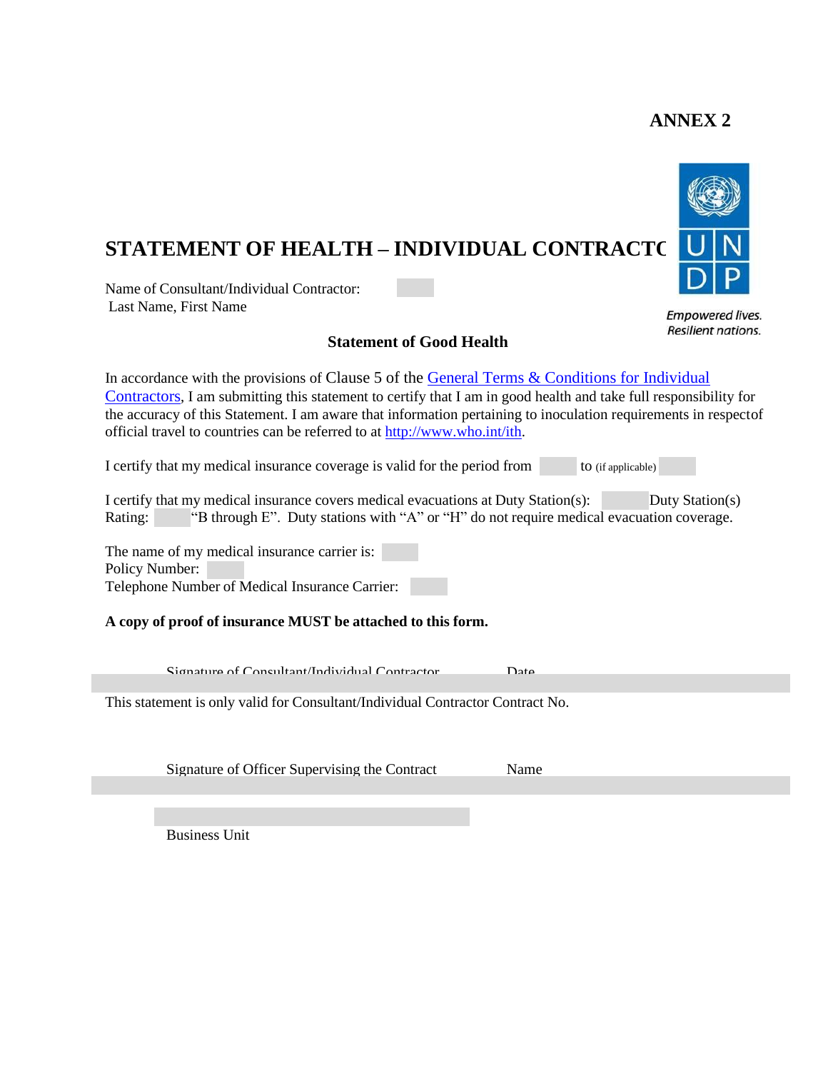**ANNEX 2**

# STATEMENT OF HEALTH – INDIVIDUAL CONTRACTOR

Empowered lives.
Resilient nations.

Name of Consultant/Individual Contractor:
Last Name, First Name

### Statement of Good Health

In accordance with the provisions of Clause 5 of the General Terms & Conditions for Individual Contractors, I am submitting this statement to certify that I am in good health and take full responsibility for the accuracy of this Statement. I am aware that information pertaining to inoculation requirements in respectof official travel to countries can be referred to at http://www.who.int/ith.

I certify that my medical insurance coverage is valid for the period from to (if applicable)

I certify that my medical insurance covers medical evacuations at Duty Station(s): Duty Station(s) Rating: "B through E". Duty stations with "A" or "H" do not require medical evacuation coverage.

The name of my medical insurance carrier is:
Policy Number:
Telephone Number of Medical Insurance Carrier:

**A copy of proof of insurance MUST be attached to this form.**

Signature of Consultant/Individual Contractor Date

This statement is only valid for Consultant/Individual Contractor Contract No.

Signature of Officer Supervising the Contract Name

Business Unit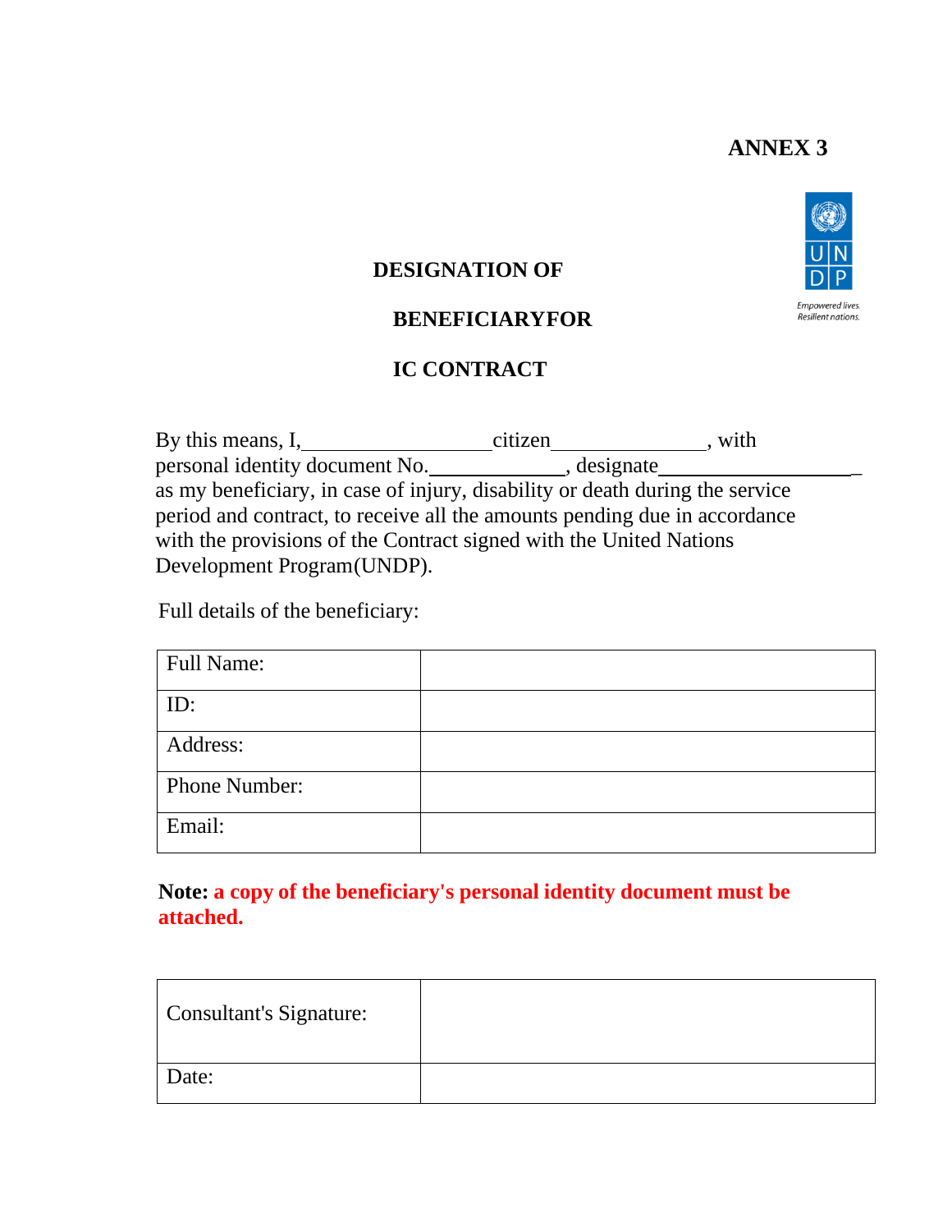**ANNEX 3**

Empowered lives.
Resilient nations.

## DESIGNATION OF

## BENEFICIARYFOR

## IC CONTRACT

By this means, I,__________________citizen_______________, with personal identity document No.____________, designate__________________ as my beneficiary, in case of injury, disability or death during the service period and contract, to receive all the amounts pending due in accordance with the provisions of the Contract signed with the United Nations Development Program(UNDP).

Full details of the beneficiary:

| | |
|---|---|
| Full Name: | |
| ID: | |
| Address: | |
| Phone Number: | |
| Email: | |

**Note: a copy of the beneficiary's personal identity document must be attached.**

| | |
|---|---|
| Consultant's Signature: | |
| Date: | |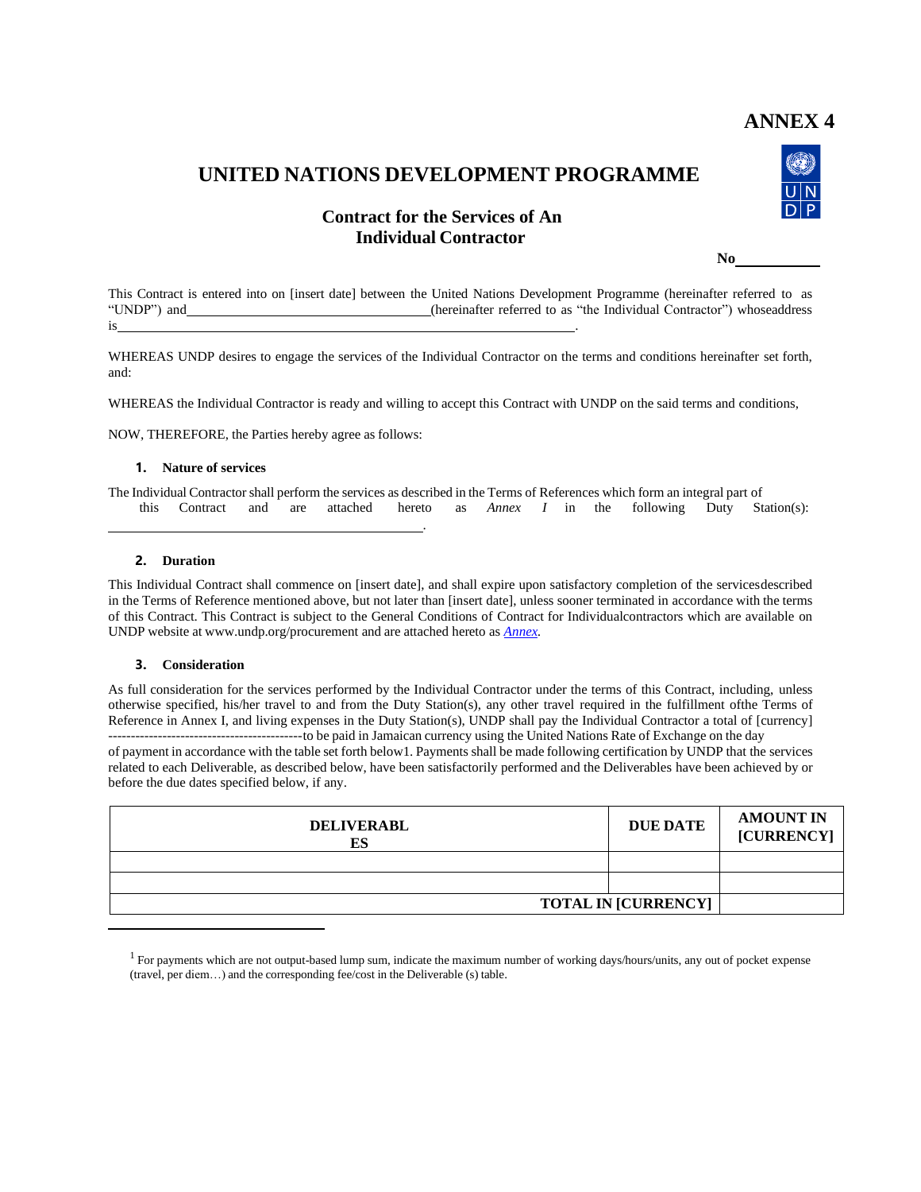**ANNEX 4**

# UNITED NATIONS DEVELOPMENT PROGRAMME

## Contract for the Services of An Individual Contractor

**No**\_\_\_\_\_\_\_\_\_\_\_

This Contract is entered into on [insert date] between the United Nations Development Programme (hereinafter referred to as "UNDP") and\_\_\_\_\_\_\_\_\_\_\_\_\_\_\_\_\_\_\_\_\_\_\_\_\_\_\_\_\_\_\_\_(hereinafter referred to as "the Individual Contractor") whoseaddress is\_\_\_\_\_\_\_\_\_\_\_\_\_\_\_\_\_\_\_\_\_\_\_\_\_\_\_\_\_\_\_\_\_\_\_\_\_\_\_\_\_\_\_\_\_\_\_\_\_\_\_\_\_\_\_\_\_\_.

WHEREAS UNDP desires to engage the services of the Individual Contractor on the terms and conditions hereinafter set forth, and:

WHEREAS the Individual Contractor is ready and willing to accept this Contract with UNDP on the said terms and conditions,

NOW, THEREFORE, the Parties hereby agree as follows:

### 1. Nature of services

The Individual Contractor shall perform the services as described in the Terms of References which form an integral part of this Contract and are attached hereto as *Annex I* in the following Duty Station(s): \_\_\_\_\_\_\_\_\_\_\_\_\_\_\_\_\_\_\_\_\_\_\_\_\_\_\_\_\_\_\_\_\_\_\_\_\_\_\_\_.

### 2. Duration

This Individual Contract shall commence on [insert date], and shall expire upon satisfactory completion of the servicesdescribed in the Terms of Reference mentioned above, but not later than [insert date], unless sooner terminated in accordance with the terms of this Contract. This Contract is subject to the General Conditions of Contract for Individualcontractors which are available on UNDP website at www.undp.org/procurement and are attached hereto as *Annex*.

### 3. Consideration

As full consideration for the services performed by the Individual Contractor under the terms of this Contract, including, unless otherwise specified, his/her travel to and from the Duty Station(s), any other travel required in the fulfillment ofthe Terms of Reference in Annex I, and living expenses in the Duty Station(s), UNDP shall pay the Individual Contractor a total of [currency] ------------------------------------------to be paid in Jamaican currency using the United Nations Rate of Exchange on the day of payment in accordance with the table set forth below[1]. Payments shall be made following certification by UNDP that the services related to each Deliverable, as described below, have been satisfactorily performed and the Deliverables have been achieved by or before the due dates specified below, if any.

| DELIVERABLES | DUE DATE | AMOUNT IN [CURRENCY] |
|---|---|---|
| | | |
| | | |
| | **TOTAL IN [CURRENCY]** | |

[1] For payments which are not output-based lump sum, indicate the maximum number of working days/hours/units, any out of pocket expense (travel, per diem…) and the corresponding fee/cost in the Deliverable (s) table.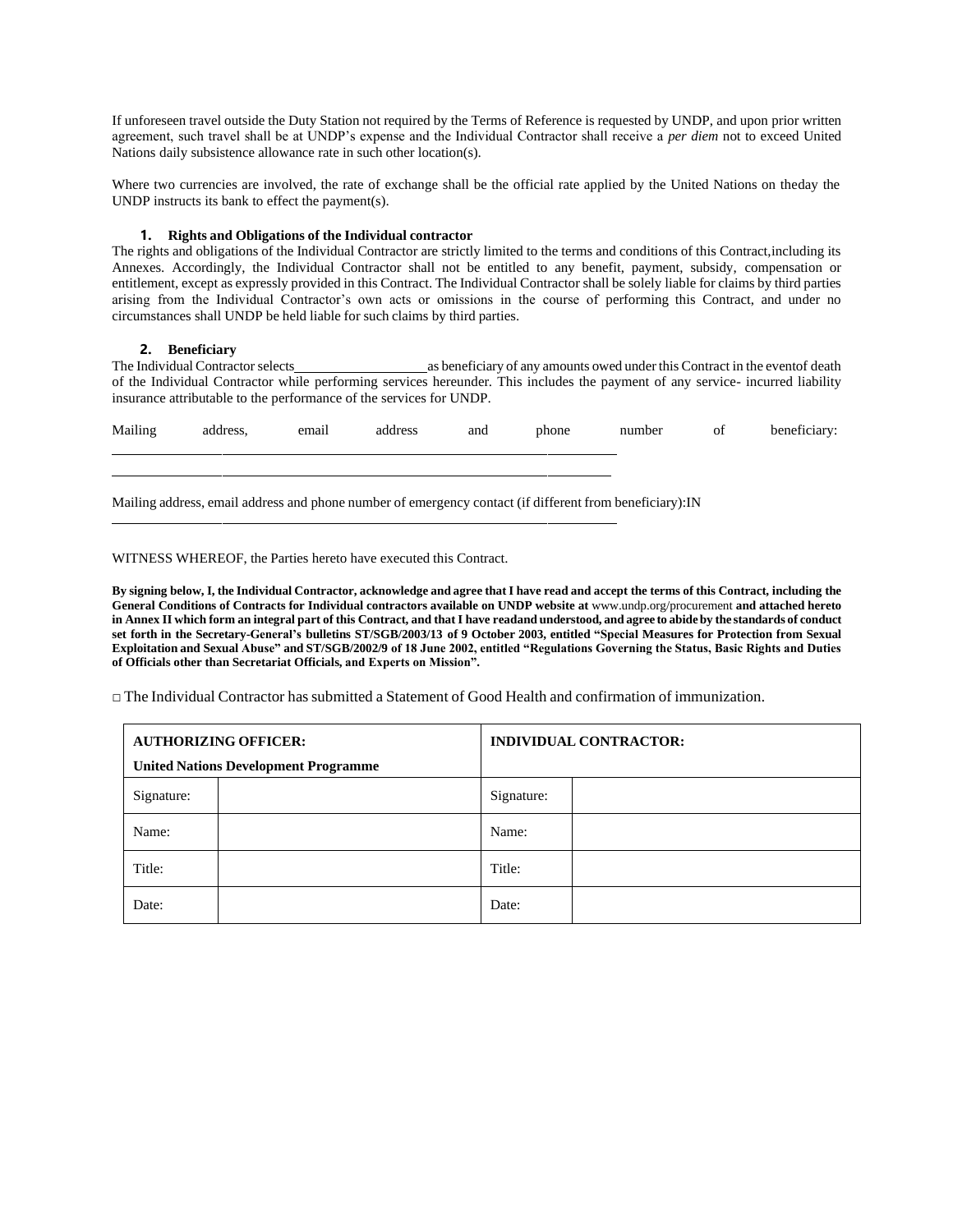If unforeseen travel outside the Duty Station not required by the Terms of Reference is requested by UNDP, and upon prior written agreement, such travel shall be at UNDP's expense and the Individual Contractor shall receive a *per diem* not to exceed United Nations daily subsistence allowance rate in such other location(s).

Where two currencies are involved, the rate of exchange shall be the official rate applied by the United Nations on theday the UNDP instructs its bank to effect the payment(s).

### 1. Rights and Obligations of the Individual contractor

The rights and obligations of the Individual Contractor are strictly limited to the terms and conditions of this Contract,including its Annexes. Accordingly, the Individual Contractor shall not be entitled to any benefit, payment, subsidy, compensation or entitlement, except as expressly provided in this Contract. The Individual Contractor shall be solely liable for claims by third parties arising from the Individual Contractor's own acts or omissions in the course of performing this Contract, and under no circumstances shall UNDP be held liable for such claims by third parties.

### 2. Beneficiary

The Individual Contractor selects\_\_\_\_\_\_\_\_\_\_\_\_\_\_\_\_\_\_as beneficiary of any amounts owed under this Contract in the eventof death of the Individual Contractor while performing services hereunder. This includes the payment of any service- incurred liability insurance attributable to the performance of the services for UNDP.

Mailing address, email address and phone number of beneficiary: \_\_\_\_\_\_\_\_\_\_\_\_\_\_\_\_\_\_\_\_\_\_\_\_\_\_\_\_\_\_\_\_\_\_\_\_\_\_\_\_\_\_\_\_\_\_\_\_\_\_\_\_\_\_\_\_\_\_\_\_\_\_\_\_\_\_\_\_\_\_

\_\_\_\_\_\_\_\_\_\_\_\_\_\_\_\_\_\_\_\_\_\_\_\_\_\_\_\_\_\_\_\_\_\_\_\_\_\_\_\_\_\_\_\_\_\_\_\_\_\_\_\_\_\_\_\_\_\_\_\_\_\_\_\_\_\_\_\_\_

Mailing address, email address and phone number of emergency contact (if different from beneficiary):IN \_\_\_\_\_\_\_\_\_\_\_\_\_\_\_\_\_\_\_\_\_\_\_\_\_\_\_\_\_\_\_\_\_\_\_\_\_\_\_\_\_\_\_\_\_\_\_\_\_\_\_\_\_\_\_\_\_\_\_\_\_\_\_\_\_\_\_\_\_\_

WITNESS WHEREOF, the Parties hereto have executed this Contract.

**By signing below, I, the Individual Contractor, acknowledge and agree that I have read and accept the terms of this Contract, including the General Conditions of Contracts for Individual contractors available on UNDP website at** www.undp.org/procurement **and attached hereto in Annex II which form an integral part of this Contract, and that I have readand understood, and agree to abide by the standards of conduct set forth in the Secretary-General's bulletins ST/SGB/2003/13 of 9 October 2003, entitled "Special Measures for Protection from Sexual Exploitation and Sexual Abuse" and ST/SGB/2002/9 of 18 June 2002, entitled "Regulations Governing the Status, Basic Rights and Duties of Officials other than Secretariat Officials, and Experts on Mission".**

□ The Individual Contractor has submitted a Statement of Good Health and confirmation of immunization.

| **AUTHORIZING OFFICER:** **United Nations Development Programme** | | **INDIVIDUAL CONTRACTOR:** | |
|---|---|---|---|
| Signature: | | Signature: | |
| Name: | | Name: | |
| Title: | | Title: | |
| Date: | | Date: | |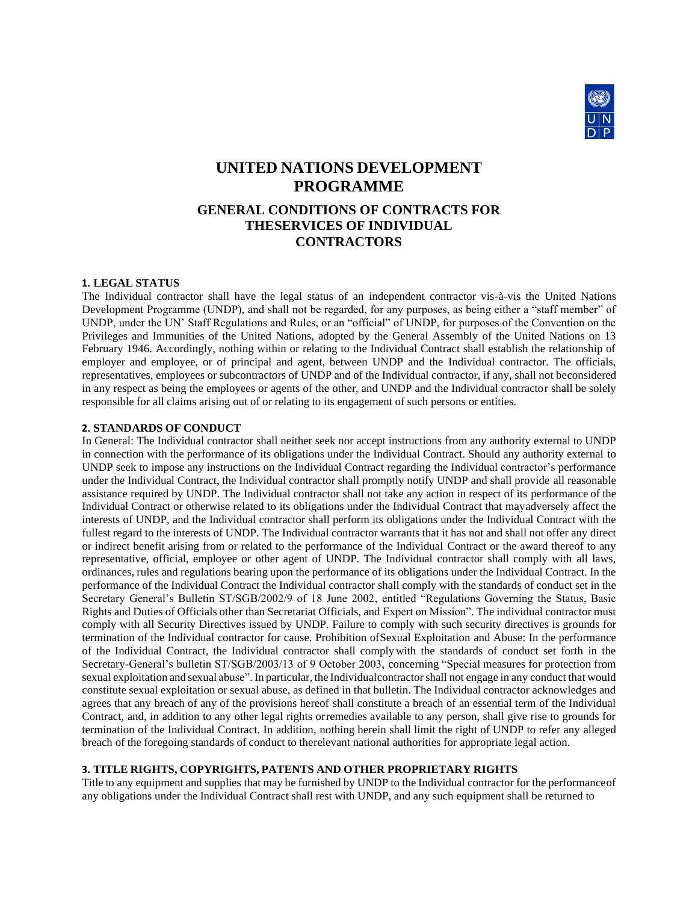# UNITED NATIONS DEVELOPMENT PROGRAMME

## GENERAL CONDITIONS OF CONTRACTS FOR THESERVICES OF INDIVIDUAL CONTRACTORS

**1. LEGAL STATUS**

The Individual contractor shall have the legal status of an independent contractor vis-à-vis the United Nations Development Programme (UNDP), and shall not be regarded, for any purposes, as being either a "staff member" of UNDP, under the UN' Staff Regulations and Rules, or an "official" of UNDP, for purposes of the Convention on the Privileges and Immunities of the United Nations, adopted by the General Assembly of the United Nations on 13 February 1946. Accordingly, nothing within or relating to the Individual Contract shall establish the relationship of employer and employee, or of principal and agent, between UNDP and the Individual contractor. The officials, representatives, employees or subcontractors of UNDP and of the Individual contractor, if any, shall not beconsidered in any respect as being the employees or agents of the other, and UNDP and the Individual contractor shall be solely responsible for all claims arising out of or relating to its engagement of such persons or entities.

**2. STANDARDS OF CONDUCT**

In General: The Individual contractor shall neither seek nor accept instructions from any authority external to UNDP in connection with the performance of its obligations under the Individual Contract. Should any authority external to UNDP seek to impose any instructions on the Individual Contract regarding the Individual contractor's performance under the Individual Contract, the Individual contractor shall promptly notify UNDP and shall provide all reasonable assistance required by UNDP. The Individual contractor shall not take any action in respect of its performance of the Individual Contract or otherwise related to its obligations under the Individual Contract that mayadversely affect the interests of UNDP, and the Individual contractor shall perform its obligations under the Individual Contract with the fullest regard to the interests of UNDP. The Individual contractor warrants that it has not and shall not offer any direct or indirect benefit arising from or related to the performance of the Individual Contract or the award thereof to any representative, official, employee or other agent of UNDP. The Individual contractor shall comply with all laws, ordinances, rules and regulations bearing upon the performance of its obligations under the Individual Contract. In the performance of the Individual Contract the Individual contractor shall comply with the standards of conduct set in the Secretary General's Bulletin ST/SGB/2002/9 of 18 June 2002, entitled "Regulations Governing the Status, Basic Rights and Duties of Officials other than Secretariat Officials, and Expert on Mission". The individual contractor must comply with all Security Directives issued by UNDP. Failure to comply with such security directives is grounds for termination of the Individual contractor for cause. Prohibition ofSexual Exploitation and Abuse: In the performance of the Individual Contract, the Individual contractor shall complywith the standards of conduct set forth in the Secretary-General's bulletin ST/SGB/2003/13 of 9 October 2003, concerning "Special measures for protection from sexual exploitation and sexual abuse". In particular, the Individualcontractor shall not engage in any conduct that would constitute sexual exploitation or sexual abuse, as defined in that bulletin. The Individual contractor acknowledges and agrees that any breach of any of the provisions hereof shall constitute a breach of an essential term of the Individual Contract, and, in addition to any other legal rights orremedies available to any person, shall give rise to grounds for termination of the Individual Contract. In addition, nothing herein shall limit the right of UNDP to refer any alleged breach of the foregoing standards of conduct to therelevant national authorities for appropriate legal action.

**3. TITLE RIGHTS, COPYRIGHTS, PATENTS AND OTHER PROPRIETARY RIGHTS**

Title to any equipment and supplies that may be furnished by UNDP to the Individual contractor for the performanceof any obligations under the Individual Contract shall rest with UNDP, and any such equipment shall be returned to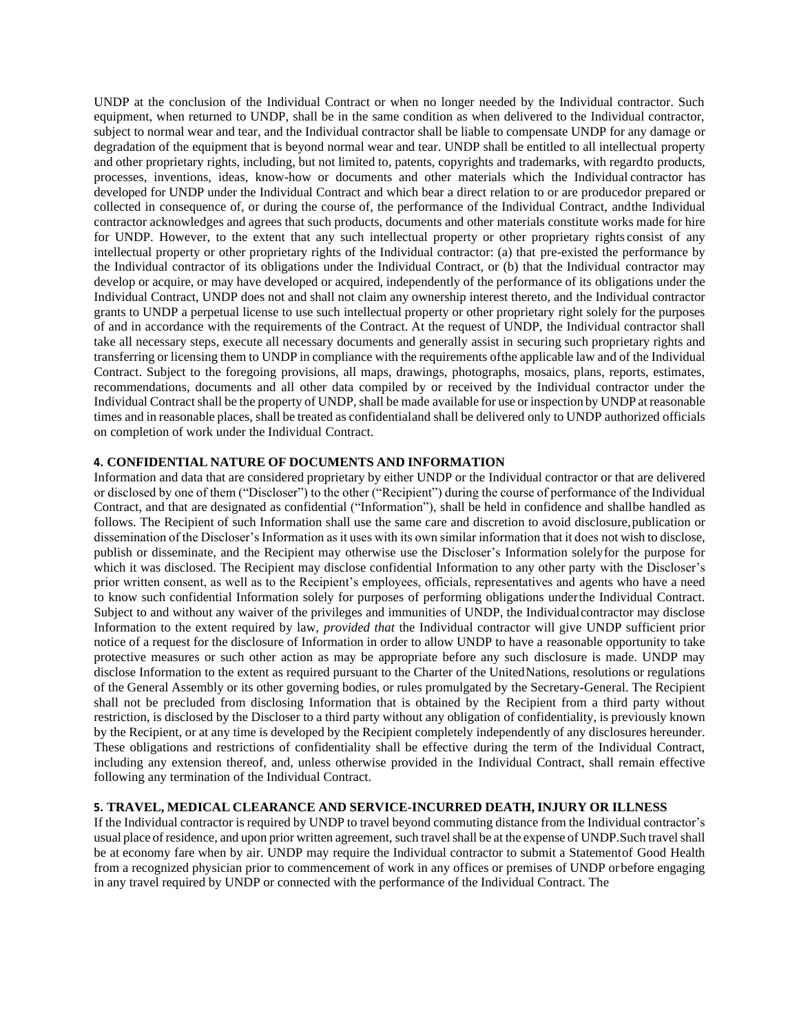UNDP at the conclusion of the Individual Contract or when no longer needed by the Individual contractor. Such equipment, when returned to UNDP, shall be in the same condition as when delivered to the Individual contractor, subject to normal wear and tear, and the Individual contractor shall be liable to compensate UNDP for any damage or degradation of the equipment that is beyond normal wear and tear. UNDP shall be entitled to all intellectual property and other proprietary rights, including, but not limited to, patents, copyrights and trademarks, with regard to products, processes, inventions, ideas, know-how or documents and other materials which the Individual contractor has developed for UNDP under the Individual Contract and which bear a direct relation to or are produced or prepared or collected in consequence of, or during the course of, the performance of the Individual Contract, and the Individual contractor acknowledges and agrees that such products, documents and other materials constitute works made for hire for UNDP. However, to the extent that any such intellectual property or other proprietary rights consist of any intellectual property or other proprietary rights of the Individual contractor: (a) that pre-existed the performance by the Individual contractor of its obligations under the Individual Contract, or (b) that the Individual contractor may develop or acquire, or may have developed or acquired, independently of the performance of its obligations under the Individual Contract, UNDP does not and shall not claim any ownership interest thereto, and the Individual contractor grants to UNDP a perpetual license to use such intellectual property or other proprietary right solely for the purposes of and in accordance with the requirements of the Contract. At the request of UNDP, the Individual contractor shall take all necessary steps, execute all necessary documents and generally assist in securing such proprietary rights and transferring or licensing them to UNDP in compliance with the requirements of the applicable law and of the Individual Contract. Subject to the foregoing provisions, all maps, drawings, photographs, mosaics, plans, reports, estimates, recommendations, documents and all other data compiled by or received by the Individual contractor under the Individual Contract shall be the property of UNDP, shall be made available for use or inspection by UNDP at reasonable times and in reasonable places, shall be treated as confidential and shall be delivered only to UNDP authorized officials on completion of work under the Individual Contract.

#### 4. CONFIDENTIAL NATURE OF DOCUMENTS AND INFORMATION

Information and data that are considered proprietary by either UNDP or the Individual contractor or that are delivered or disclosed by one of them ("Discloser") to the other ("Recipient") during the course of performance of the Individual Contract, and that are designated as confidential ("Information"), shall be held in confidence and shall be handled as follows. The Recipient of such Information shall use the same care and discretion to avoid disclosure, publication or dissemination of the Discloser's Information as it uses with its own similar information that it does not wish to disclose, publish or disseminate, and the Recipient may otherwise use the Discloser's Information solely for the purpose for which it was disclosed. The Recipient may disclose confidential Information to any other party with the Discloser's prior written consent, as well as to the Recipient's employees, officials, representatives and agents who have a need to know such confidential Information solely for purposes of performing obligations under the Individual Contract. Subject to and without any waiver of the privileges and immunities of UNDP, the Individual contractor may disclose Information to the extent required by law, *provided that* the Individual contractor will give UNDP sufficient prior notice of a request for the disclosure of Information in order to allow UNDP to have a reasonable opportunity to take protective measures or such other action as may be appropriate before any such disclosure is made. UNDP may disclose Information to the extent as required pursuant to the Charter of the United Nations, resolutions or regulations of the General Assembly or its other governing bodies, or rules promulgated by the Secretary-General. The Recipient shall not be precluded from disclosing Information that is obtained by the Recipient from a third party without restriction, is disclosed by the Discloser to a third party without any obligation of confidentiality, is previously known by the Recipient, or at any time is developed by the Recipient completely independently of any disclosures hereunder. These obligations and restrictions of confidentiality shall be effective during the term of the Individual Contract, including any extension thereof, and, unless otherwise provided in the Individual Contract, shall remain effective following any termination of the Individual Contract.

#### 5. TRAVEL, MEDICAL CLEARANCE AND SERVICE-INCURRED DEATH, INJURY OR ILLNESS

If the Individual contractor is required by UNDP to travel beyond commuting distance from the Individual contractor's usual place of residence, and upon prior written agreement, such travel shall be at the expense of UNDP. Such travel shall be at economy fare when by air. UNDP may require the Individual contractor to submit a Statement of Good Health from a recognized physician prior to commencement of work in any offices or premises of UNDP or before engaging in any travel required by UNDP or connected with the performance of the Individual Contract. The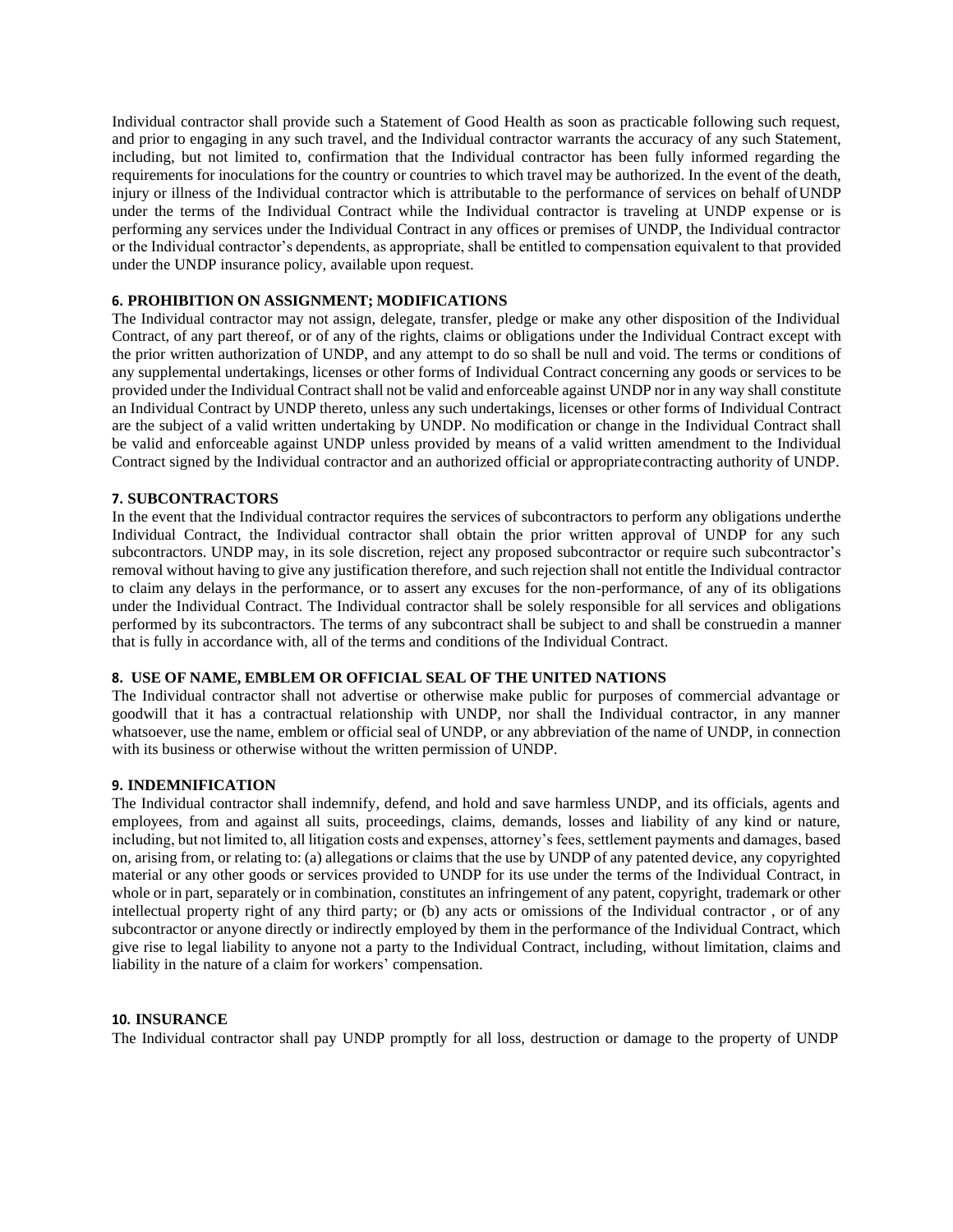Individual contractor shall provide such a Statement of Good Health as soon as practicable following such request, and prior to engaging in any such travel, and the Individual contractor warrants the accuracy of any such Statement, including, but not limited to, confirmation that the Individual contractor has been fully informed regarding the requirements for inoculations for the country or countries to which travel may be authorized. In the event of the death, injury or illness of the Individual contractor which is attributable to the performance of services on behalf of UNDP under the terms of the Individual Contract while the Individual contractor is traveling at UNDP expense or is performing any services under the Individual Contract in any offices or premises of UNDP, the Individual contractor or the Individual contractor's dependents, as appropriate, shall be entitled to compensation equivalent to that provided under the UNDP insurance policy, available upon request.

**6. PROHIBITION ON ASSIGNMENT; MODIFICATIONS**

The Individual contractor may not assign, delegate, transfer, pledge or make any other disposition of the Individual Contract, of any part thereof, or of any of the rights, claims or obligations under the Individual Contract except with the prior written authorization of UNDP, and any attempt to do so shall be null and void. The terms or conditions of any supplemental undertakings, licenses or other forms of Individual Contract concerning any goods or services to be provided under the Individual Contract shall not be valid and enforceable against UNDP nor in any way shall constitute an Individual Contract by UNDP thereto, unless any such undertakings, licenses or other forms of Individual Contract are the subject of a valid written undertaking by UNDP. No modification or change in the Individual Contract shall be valid and enforceable against UNDP unless provided by means of a valid written amendment to the Individual Contract signed by the Individual contractor and an authorized official or appropriate contracting authority of UNDP.

**7. SUBCONTRACTORS**

In the event that the Individual contractor requires the services of subcontractors to perform any obligations under the Individual Contract, the Individual contractor shall obtain the prior written approval of UNDP for any such subcontractors. UNDP may, in its sole discretion, reject any proposed subcontractor or require such subcontractor's removal without having to give any justification therefore, and such rejection shall not entitle the Individual contractor to claim any delays in the performance, or to assert any excuses for the non-performance, of any of its obligations under the Individual Contract. The Individual contractor shall be solely responsible for all services and obligations performed by its subcontractors. The terms of any subcontract shall be subject to and shall be construed in a manner that is fully in accordance with, all of the terms and conditions of the Individual Contract.

**8. USE OF NAME, EMBLEM OR OFFICIAL SEAL OF THE UNITED NATIONS**

The Individual contractor shall not advertise or otherwise make public for purposes of commercial advantage or goodwill that it has a contractual relationship with UNDP, nor shall the Individual contractor, in any manner whatsoever, use the name, emblem or official seal of UNDP, or any abbreviation of the name of UNDP, in connection with its business or otherwise without the written permission of UNDP.

**9. INDEMNIFICATION**

The Individual contractor shall indemnify, defend, and hold and save harmless UNDP, and its officials, agents and employees, from and against all suits, proceedings, claims, demands, losses and liability of any kind or nature, including, but not limited to, all litigation costs and expenses, attorney's fees, settlement payments and damages, based on, arising from, or relating to: (a) allegations or claims that the use by UNDP of any patented device, any copyrighted material or any other goods or services provided to UNDP for its use under the terms of the Individual Contract, in whole or in part, separately or in combination, constitutes an infringement of any patent, copyright, trademark or other intellectual property right of any third party; or (b) any acts or omissions of the Individual contractor , or of any subcontractor or anyone directly or indirectly employed by them in the performance of the Individual Contract, which give rise to legal liability to anyone not a party to the Individual Contract, including, without limitation, claims and liability in the nature of a claim for workers' compensation.

**10. INSURANCE**

The Individual contractor shall pay UNDP promptly for all loss, destruction or damage to the property of UNDP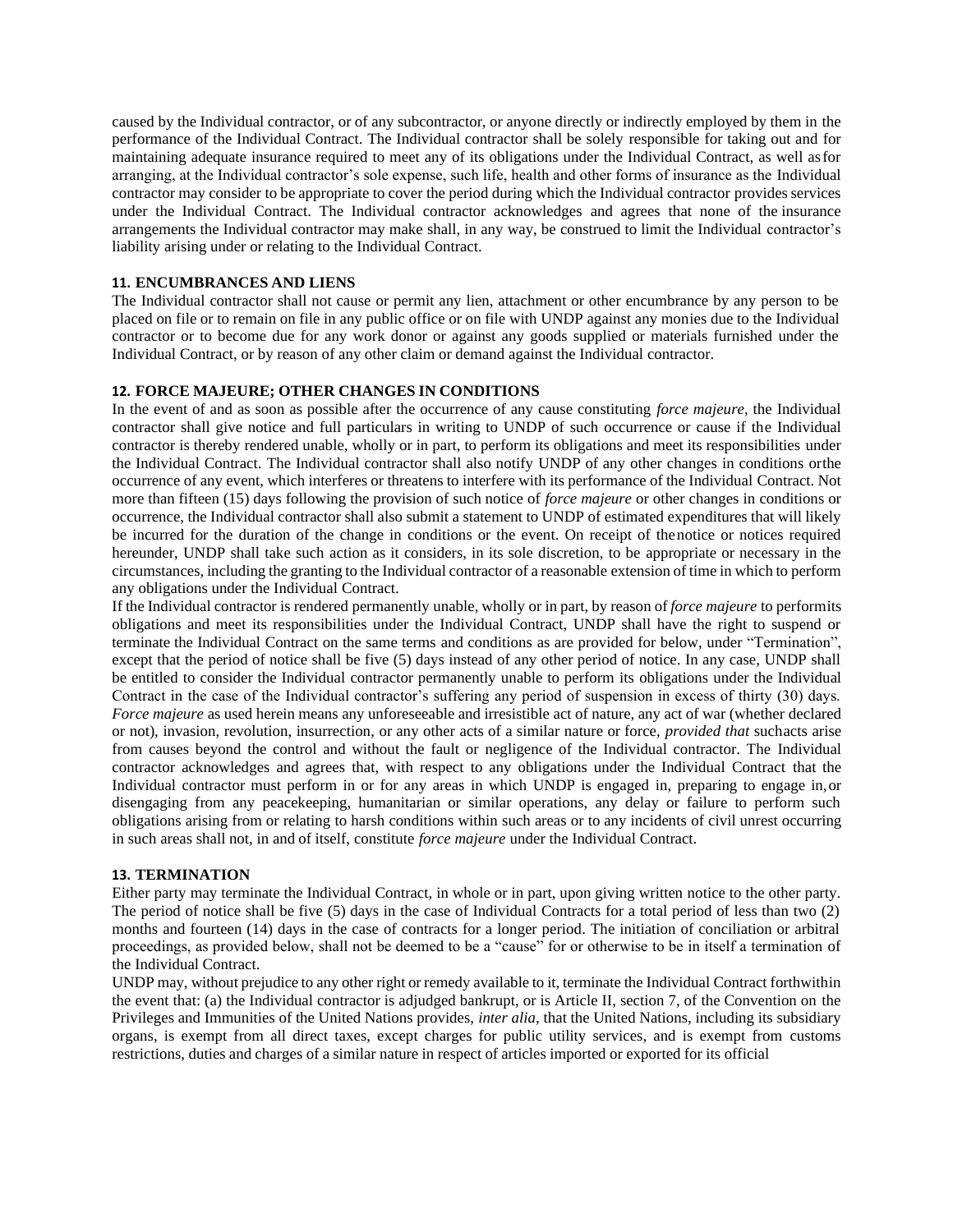caused by the Individual contractor, or of any subcontractor, or anyone directly or indirectly employed by them in the performance of the Individual Contract. The Individual contractor shall be solely responsible for taking out and for maintaining adequate insurance required to meet any of its obligations under the Individual Contract, as well as for arranging, at the Individual contractor's sole expense, such life, health and other forms of insurance as the Individual contractor may consider to be appropriate to cover the period during which the Individual contractor provides services under the Individual Contract. The Individual contractor acknowledges and agrees that none of the insurance arrangements the Individual contractor may make shall, in any way, be construed to limit the Individual contractor's liability arising under or relating to the Individual Contract.

**11. ENCUMBRANCES AND LIENS**

The Individual contractor shall not cause or permit any lien, attachment or other encumbrance by any person to be placed on file or to remain on file in any public office or on file with UNDP against any monies due to the Individual contractor or to become due for any work donor or against any goods supplied or materials furnished under the Individual Contract, or by reason of any other claim or demand against the Individual contractor.

**12. FORCE MAJEURE; OTHER CHANGES IN CONDITIONS**

In the event of and as soon as possible after the occurrence of any cause constituting *force majeure*, the Individual contractor shall give notice and full particulars in writing to UNDP of such occurrence or cause if the Individual contractor is thereby rendered unable, wholly or in part, to perform its obligations and meet its responsibilities under the Individual Contract. The Individual contractor shall also notify UNDP of any other changes in conditions orthe occurrence of any event, which interferes or threatens to interfere with its performance of the Individual Contract. Not more than fifteen (15) days following the provision of such notice of *force majeure* or other changes in conditions or occurrence, the Individual contractor shall also submit a statement to UNDP of estimated expenditures that will likely be incurred for the duration of the change in conditions or the event. On receipt of thenotice or notices required hereunder, UNDP shall take such action as it considers, in its sole discretion, to be appropriate or necessary in the circumstances, including the granting to the Individual contractor of a reasonable extension of time in which to perform any obligations under the Individual Contract.

If the Individual contractor is rendered permanently unable, wholly or in part, by reason of *force majeure* to performits obligations and meet its responsibilities under the Individual Contract, UNDP shall have the right to suspend or terminate the Individual Contract on the same terms and conditions as are provided for below, under "Termination", except that the period of notice shall be five (5) days instead of any other period of notice. In any case, UNDP shall be entitled to consider the Individual contractor permanently unable to perform its obligations under the Individual Contract in the case of the Individual contractor's suffering any period of suspension in excess of thirty (30) days.

*Force majeure* as used herein means any unforeseeable and irresistible act of nature, any act of war (whether declared or not), invasion, revolution, insurrection, or any other acts of a similar nature or force, *provided that* suchacts arise from causes beyond the control and without the fault or negligence of the Individual contractor. The Individual contractor acknowledges and agrees that, with respect to any obligations under the Individual Contract that the Individual contractor must perform in or for any areas in which UNDP is engaged in, preparing to engage in, or disengaging from any peacekeeping, humanitarian or similar operations, any delay or failure to perform such obligations arising from or relating to harsh conditions within such areas or to any incidents of civil unrest occurring in such areas shall not, in and of itself, constitute *force majeure* under the Individual Contract.

**13. TERMINATION**

Either party may terminate the Individual Contract, in whole or in part, upon giving written notice to the other party. The period of notice shall be five (5) days in the case of Individual Contracts for a total period of less than two (2) months and fourteen (14) days in the case of contracts for a longer period. The initiation of conciliation or arbitral proceedings, as provided below, shall not be deemed to be a "cause" for or otherwise to be in itself a termination of the Individual Contract.

UNDP may, without prejudice to any other right or remedy available to it, terminate the Individual Contract forthwithin the event that: (a) the Individual contractor is adjudged bankrupt, or is Article II, section 7, of the Convention on the Privileges and Immunities of the United Nations provides, *inter alia*, that the United Nations, including its subsidiary organs, is exempt from all direct taxes, except charges for public utility services, and is exempt from customs restrictions, duties and charges of a similar nature in respect of articles imported or exported for its official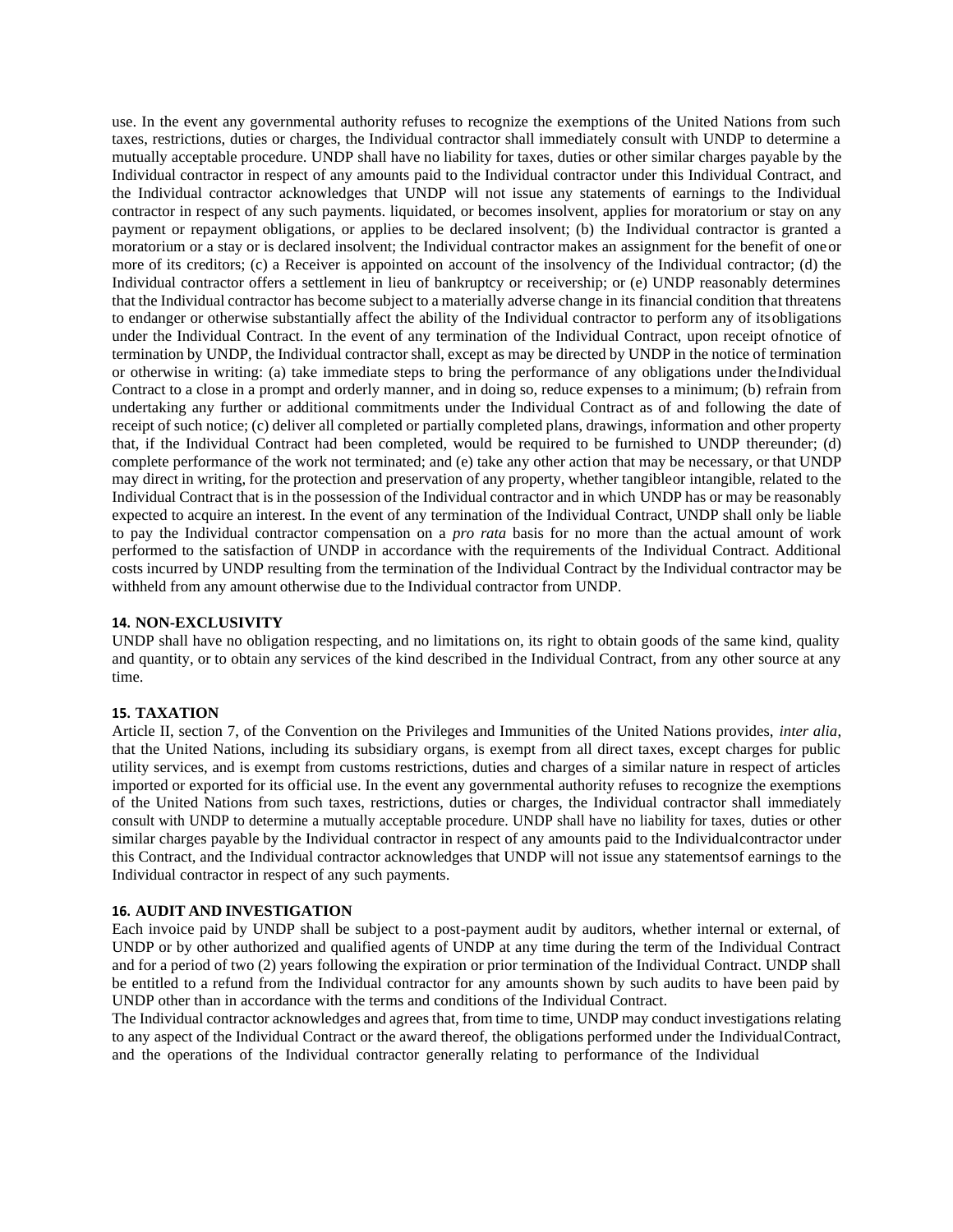use. In the event any governmental authority refuses to recognize the exemptions of the United Nations from such taxes, restrictions, duties or charges, the Individual contractor shall immediately consult with UNDP to determine a mutually acceptable procedure. UNDP shall have no liability for taxes, duties or other similar charges payable by the Individual contractor in respect of any amounts paid to the Individual contractor under this Individual Contract, and the Individual contractor acknowledges that UNDP will not issue any statements of earnings to the Individual contractor in respect of any such payments. liquidated, or becomes insolvent, applies for moratorium or stay on any payment or repayment obligations, or applies to be declared insolvent; (b) the Individual contractor is granted a moratorium or a stay or is declared insolvent; the Individual contractor makes an assignment for the benefit of one or more of its creditors; (c) a Receiver is appointed on account of the insolvency of the Individual contractor; (d) the Individual contractor offers a settlement in lieu of bankruptcy or receivership; or (e) UNDP reasonably determines that the Individual contractor has become subject to a materially adverse change in its financial condition that threatens to endanger or otherwise substantially affect the ability of the Individual contractor to perform any of its obligations under the Individual Contract. In the event of any termination of the Individual Contract, upon receipt of notice of termination by UNDP, the Individual contractor shall, except as may be directed by UNDP in the notice of termination or otherwise in writing: (a) take immediate steps to bring the performance of any obligations under the Individual Contract to a close in a prompt and orderly manner, and in doing so, reduce expenses to a minimum; (b) refrain from undertaking any further or additional commitments under the Individual Contract as of and following the date of receipt of such notice; (c) deliver all completed or partially completed plans, drawings, information and other property that, if the Individual Contract had been completed, would be required to be furnished to UNDP thereunder; (d) complete performance of the work not terminated; and (e) take any other action that may be necessary, or that UNDP may direct in writing, for the protection and preservation of any property, whether tangible or intangible, related to the Individual Contract that is in the possession of the Individual contractor and in which UNDP has or may be reasonably expected to acquire an interest. In the event of any termination of the Individual Contract, UNDP shall only be liable to pay the Individual contractor compensation on a *pro rata* basis for no more than the actual amount of work performed to the satisfaction of UNDP in accordance with the requirements of the Individual Contract. Additional costs incurred by UNDP resulting from the termination of the Individual Contract by the Individual contractor may be withheld from any amount otherwise due to the Individual contractor from UNDP.

**14. NON-EXCLUSIVITY**

UNDP shall have no obligation respecting, and no limitations on, its right to obtain goods of the same kind, quality and quantity, or to obtain any services of the kind described in the Individual Contract, from any other source at any time.

**15. TAXATION**

Article II, section 7, of the Convention on the Privileges and Immunities of the United Nations provides, *inter alia*, that the United Nations, including its subsidiary organs, is exempt from all direct taxes, except charges for public utility services, and is exempt from customs restrictions, duties and charges of a similar nature in respect of articles imported or exported for its official use. In the event any governmental authority refuses to recognize the exemptions of the United Nations from such taxes, restrictions, duties or charges, the Individual contractor shall immediately consult with UNDP to determine a mutually acceptable procedure. UNDP shall have no liability for taxes, duties or other similar charges payable by the Individual contractor in respect of any amounts paid to the Individual contractor under this Contract, and the Individual contractor acknowledges that UNDP will not issue any statements of earnings to the Individual contractor in respect of any such payments.

**16. AUDIT AND INVESTIGATION**

Each invoice paid by UNDP shall be subject to a post-payment audit by auditors, whether internal or external, of UNDP or by other authorized and qualified agents of UNDP at any time during the term of the Individual Contract and for a period of two (2) years following the expiration or prior termination of the Individual Contract. UNDP shall be entitled to a refund from the Individual contractor for any amounts shown by such audits to have been paid by UNDP other than in accordance with the terms and conditions of the Individual Contract.

The Individual contractor acknowledges and agrees that, from time to time, UNDP may conduct investigations relating to any aspect of the Individual Contract or the award thereof, the obligations performed under the Individual Contract, and the operations of the Individual contractor generally relating to performance of the Individual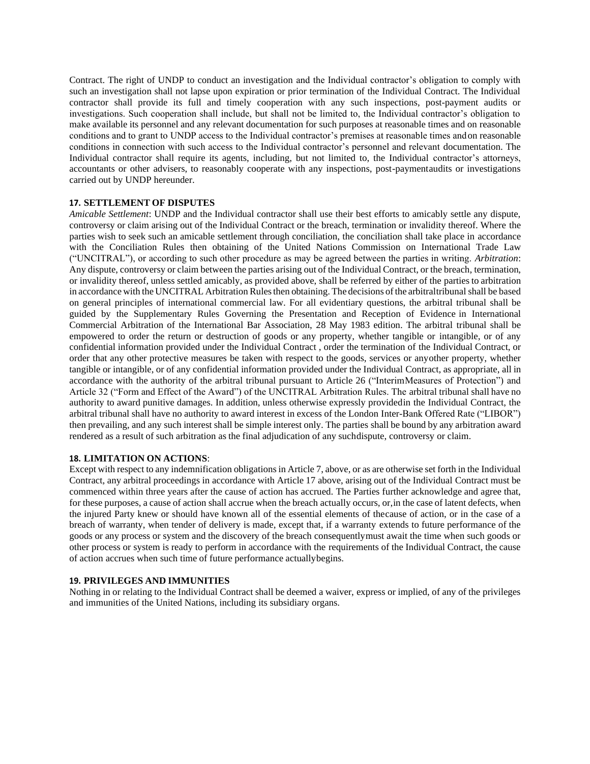Contract. The right of UNDP to conduct an investigation and the Individual contractor's obligation to comply with such an investigation shall not lapse upon expiration or prior termination of the Individual Contract. The Individual contractor shall provide its full and timely cooperation with any such inspections, post-payment audits or investigations. Such cooperation shall include, but shall not be limited to, the Individual contractor's obligation to make available its personnel and any relevant documentation for such purposes at reasonable times and on reasonable conditions and to grant to UNDP access to the Individual contractor's premises at reasonable times and on reasonable conditions in connection with such access to the Individual contractor's personnel and relevant documentation. The Individual contractor shall require its agents, including, but not limited to, the Individual contractor's attorneys, accountants or other advisers, to reasonably cooperate with any inspections, post-payment audits or investigations carried out by UNDP hereunder.

**17. SETTLEMENT OF DISPUTES**

*Amicable Settlement*: UNDP and the Individual contractor shall use their best efforts to amicably settle any dispute, controversy or claim arising out of the Individual Contract or the breach, termination or invalidity thereof. Where the parties wish to seek such an amicable settlement through conciliation, the conciliation shall take place in accordance with the Conciliation Rules then obtaining of the United Nations Commission on International Trade Law ("UNCITRAL"), or according to such other procedure as may be agreed between the parties in writing. *Arbitration*: Any dispute, controversy or claim between the parties arising out of the Individual Contract, or the breach, termination, or invalidity thereof, unless settled amicably, as provided above, shall be referred by either of the parties to arbitration in accordance with the UNCITRAL Arbitration Rules then obtaining. The decisions of the arbitral tribunal shall be based on general principles of international commercial law. For all evidentiary questions, the arbitral tribunal shall be guided by the Supplementary Rules Governing the Presentation and Reception of Evidence in International Commercial Arbitration of the International Bar Association, 28 May 1983 edition. The arbitral tribunal shall be empowered to order the return or destruction of goods or any property, whether tangible or intangible, or of any confidential information provided under the Individual Contract , order the termination of the Individual Contract, or order that any other protective measures be taken with respect to the goods, services or any other property, whether tangible or intangible, or of any confidential information provided under the Individual Contract, as appropriate, all in accordance with the authority of the arbitral tribunal pursuant to Article 26 ("Interim Measures of Protection") and Article 32 ("Form and Effect of the Award") of the UNCITRAL Arbitration Rules. The arbitral tribunal shall have no authority to award punitive damages. In addition, unless otherwise expressly provided in the Individual Contract, the arbitral tribunal shall have no authority to award interest in excess of the London Inter-Bank Offered Rate ("LIBOR") then prevailing, and any such interest shall be simple interest only. The parties shall be bound by any arbitration award rendered as a result of such arbitration as the final adjudication of any such dispute, controversy or claim.

**18. LIMITATION ON ACTIONS**:

Except with respect to any indemnification obligations in Article 7, above, or as are otherwise set forth in the Individual Contract, any arbitral proceedings in accordance with Article 17 above, arising out of the Individual Contract must be commenced within three years after the cause of action has accrued. The Parties further acknowledge and agree that, for these purposes, a cause of action shall accrue when the breach actually occurs, or, in the case of latent defects, when the injured Party knew or should have known all of the essential elements of the cause of action, or in the case of a breach of warranty, when tender of delivery is made, except that, if a warranty extends to future performance of the goods or any process or system and the discovery of the breach consequently must await the time when such goods or other process or system is ready to perform in accordance with the requirements of the Individual Contract, the cause of action accrues when such time of future performance actually begins.

**19. PRIVILEGES AND IMMUNITIES**

Nothing in or relating to the Individual Contract shall be deemed a waiver, express or implied, of any of the privileges and immunities of the United Nations, including its subsidiary organs.